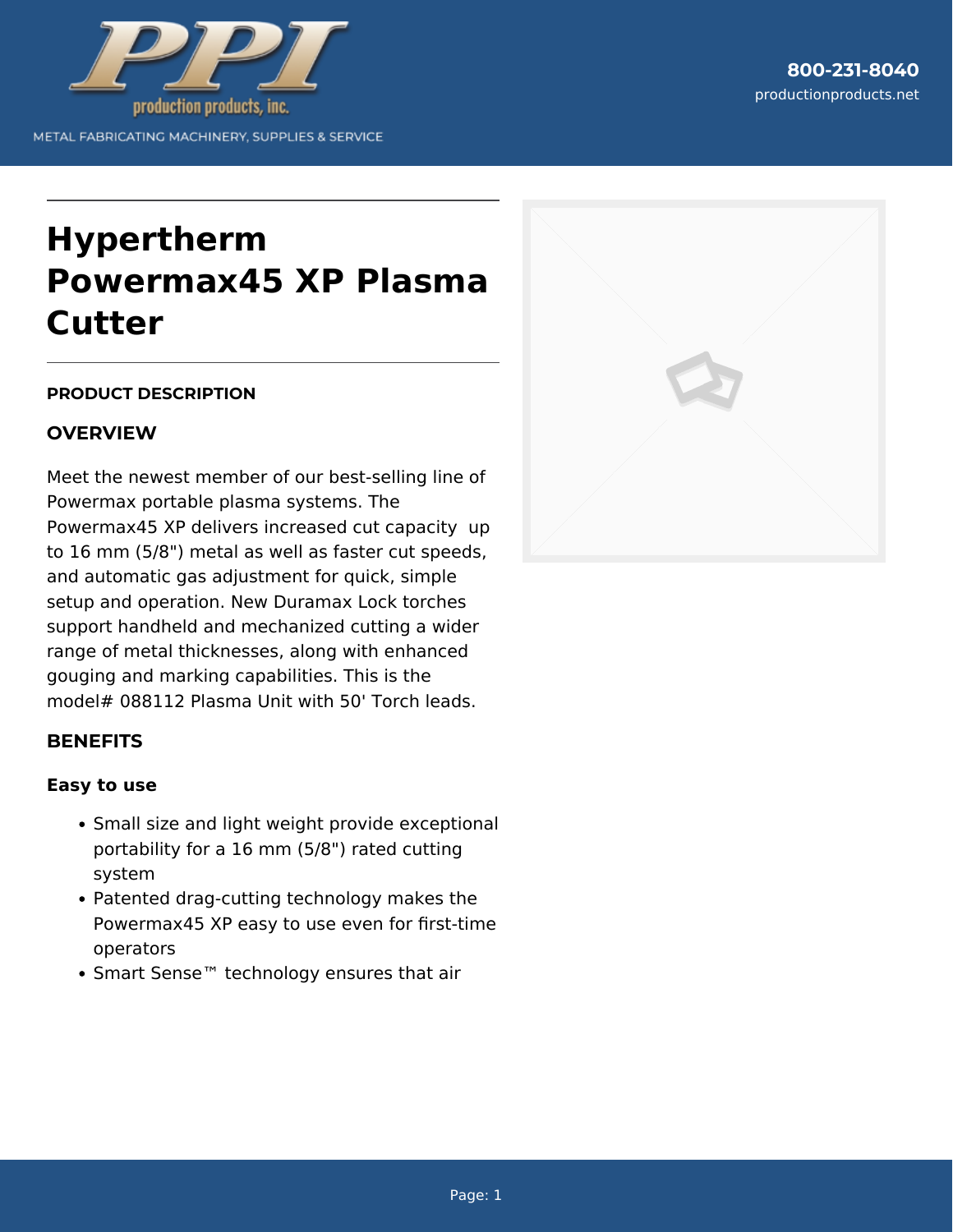# Hypertherm Powermax45 XP Plasma Cutter

**PRODUCT DESCRIPTION**

## OVERVIEW

Meet the newest member of our best-selling line of Powermax portable plasma systems. The Powermax45 XP delivers increased cut capacity up to 16 mm (5/8") metal as well as faster cut speeds, and automatic gas adjustment for quick, simple setup and operation. New Duramax Lock torches support handheld and mechanized cutting a wider range of metal thicknesses, along with enhanced gouging and marking capabilities. This is the model# 088112 Plasma Unit with 50' Torch leads.

## BENEFITS

### Easy to use

- Small size and light weight provide exceptional portability for a 16 mm (5/8") rated cutting system
- Patented drag-cutting technology makes the Powermax45 XP easy to use even for first-time operators
- Smart Sense™ technology ensures that air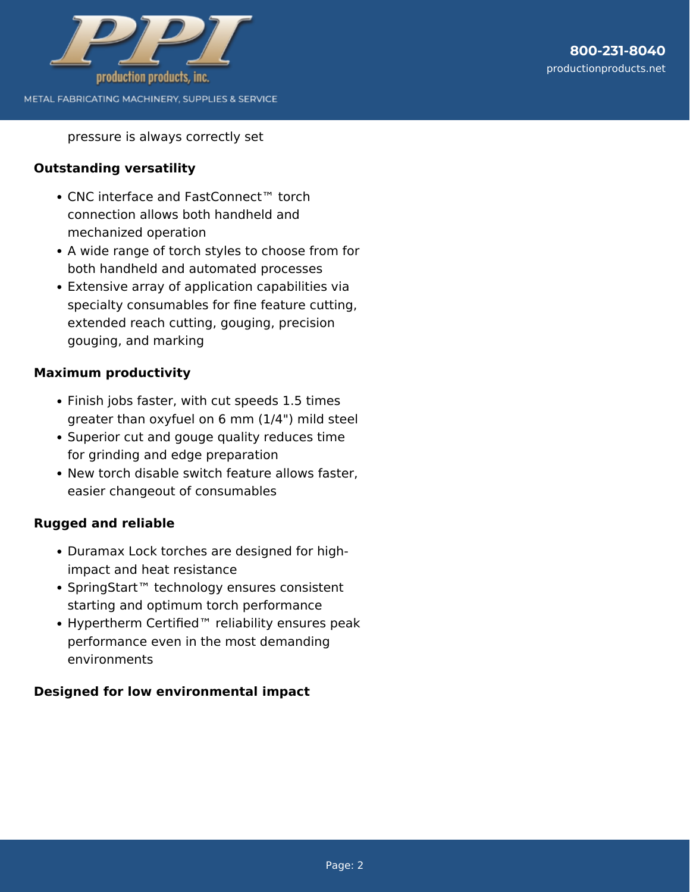pressure is always correctly set

**Outstanding versatility**

- CNC interface and FastConnect™ torch connection allows both handheld and mechanized operation
- A wide range of torch styles to choose from for both handheld and automated processes
- Extensive array of application capabilities via specialty consumables for fine feature cutting, extended reach cutting, gouging, precision gouging, and marking

**Maximum productivity**

- Finish jobs faster, with cut speeds 1.5 times greater than oxyfuel on 6 mm (1/4") mild steel
- Superior cut and gouge quality reduces time for grinding and edge preparation
- New torch disable switch feature allows faster, easier changeout of consumables

**Rugged and reliable**

- Duramax Lock torches are designed for high-impact and heat resistance
- SpringStart™ technology ensures consistent starting and optimum torch performance
- Hypertherm Certified™ reliability ensures peak performance even in the most demanding environments

**Designed for low environmental impact**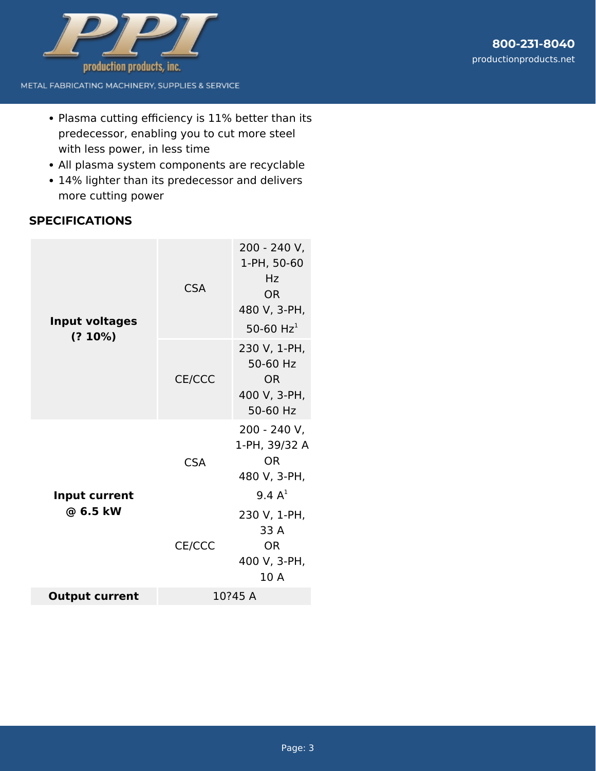- Plasma cutting efficiency is 11% better than its predecessor, enabling you to cut more steel with less power, in less time
- All plasma system components are recyclable
- 14% lighter than its predecessor and delivers more cutting power

## SPECIFICATIONS

| | | |
|---|---|---|
| **Input voltages (? 10%)** | CSA | 200 - 240 V, 1-PH, 50-60 Hz OR 480 V, 3-PH, 50-60 Hz[1] |
| | CE/CCC | 230 V, 1-PH, 50-60 Hz OR 400 V, 3-PH, 50-60 Hz |
| **Input current @ 6.5 kW** | CSA | 200 - 240 V, 1-PH, 39/32 A OR 480 V, 3-PH, 9.4 A[1] |
| | CE/CCC | 230 V, 1-PH, 33 A OR 400 V, 3-PH, 10 A |
| **Output current** | 10?45 A | |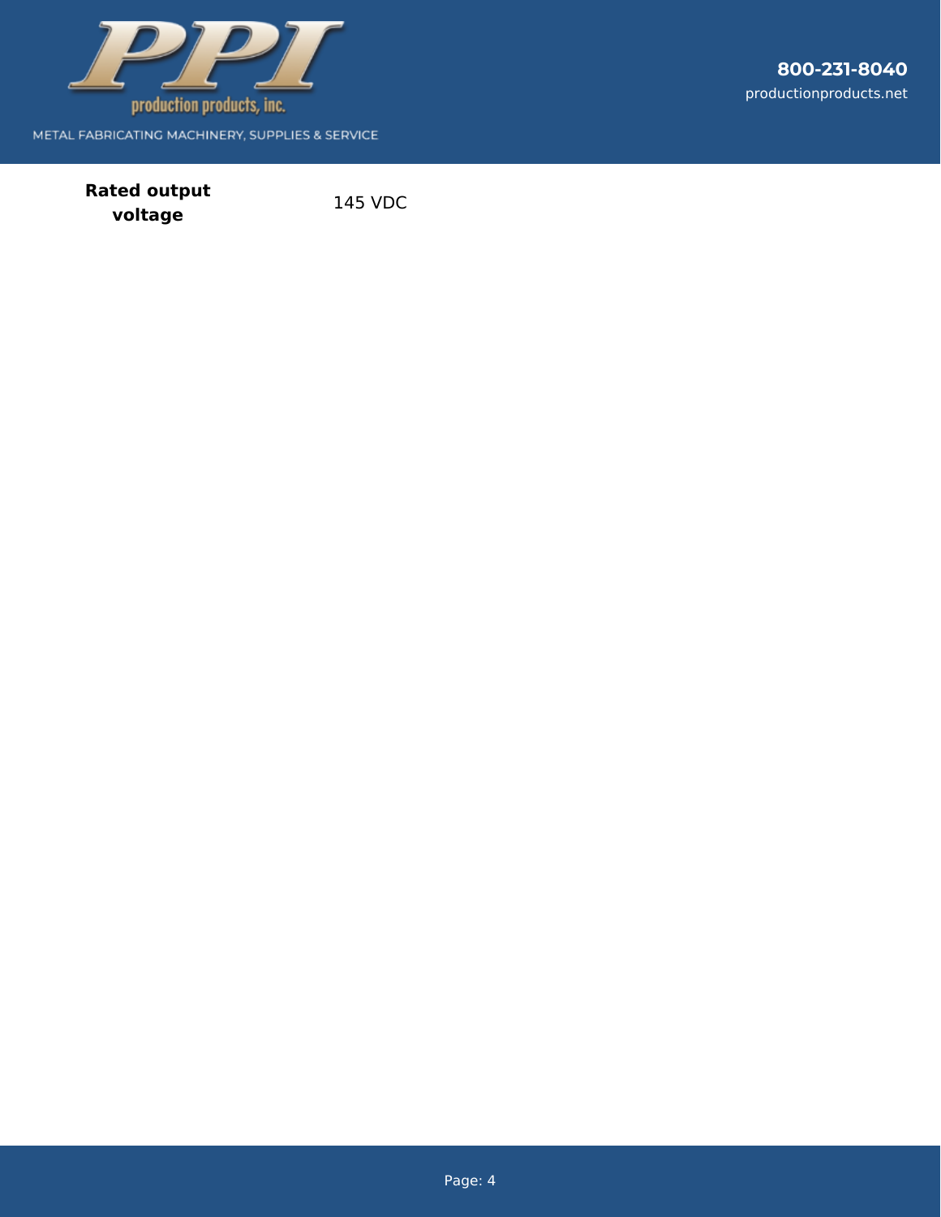| | |
|---|---|
| **Rated output voltage** | 145 VDC |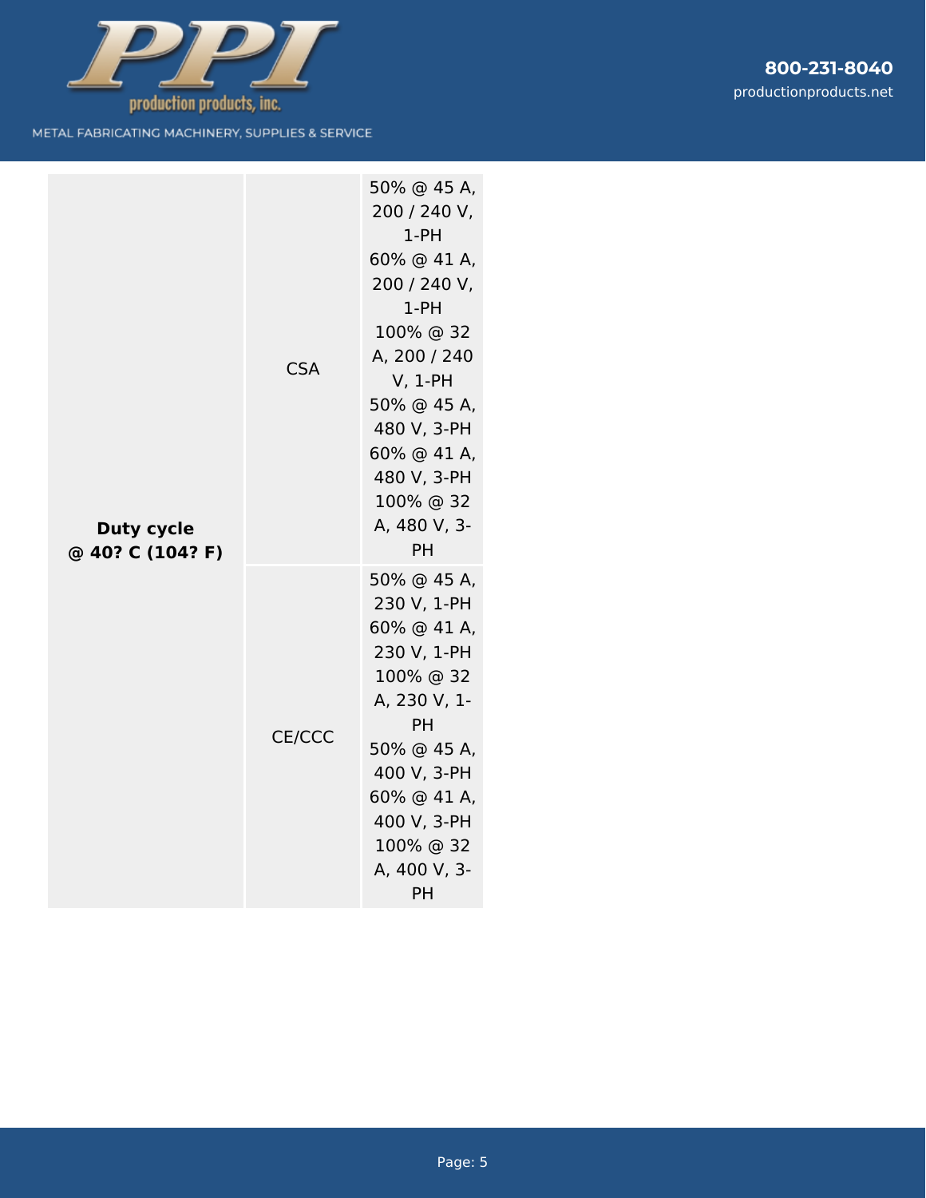| | | |
|---|---|---|
| **Duty cycle @ 40? C (104? F)** | CSA | 50% @ 45 A, 200 / 240 V, 1-PH<br>60% @ 41 A, 200 / 240 V, 1-PH<br>100% @ 32 A, 200 / 240 V, 1-PH<br>50% @ 45 A, 480 V, 3-PH<br>60% @ 41 A, 480 V, 3-PH<br>100% @ 32 A, 480 V, 3-PH |
| | CE/CCC | 50% @ 45 A, 230 V, 1-PH<br>60% @ 41 A, 230 V, 1-PH<br>100% @ 32 A, 230 V, 1-PH<br>50% @ 45 A, 400 V, 3-PH<br>60% @ 41 A, 400 V, 3-PH<br>100% @ 32 A, 400 V, 3-PH |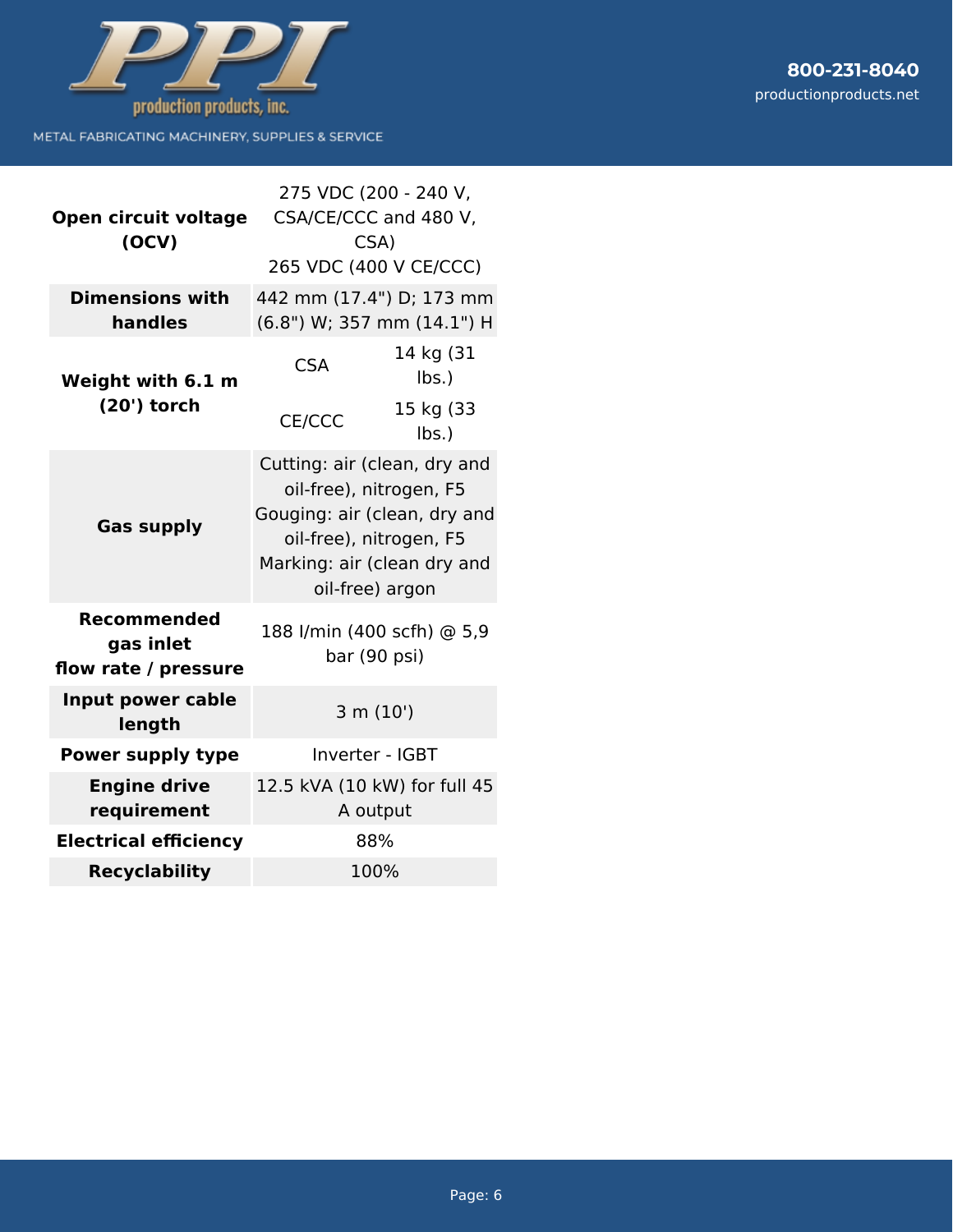| | | |
|---|---|---|
| **Open circuit voltage (OCV)** | 275 VDC (200 - 240 V, CSA/CE/CCC and 480 V, CSA)<br>265 VDC (400 V CE/CCC) | |
| **Dimensions with handles** | 442 mm (17.4") D; 173 mm (6.8") W; 357 mm (14.1") H | |
| **Weight with 6.1 m (20') torch** | CSA | 14 kg (31 lbs.) |
| | CE/CCC | 15 kg (33 lbs.) |
| **Gas supply** | Cutting: air (clean, dry and oil-free), nitrogen, F5<br>Gouging: air (clean, dry and oil-free), nitrogen, F5<br>Marking: air (clean dry and oil-free) argon | |
| **Recommended gas inlet flow rate / pressure** | 188 l/min (400 scfh) @ 5,9 bar (90 psi) | |
| **Input power cable length** | 3 m (10') | |
| **Power supply type** | Inverter - IGBT | |
| **Engine drive requirement** | 12.5 kVA (10 kW) for full 45 A output | |
| **Electrical efficiency** | 88% | |
| **Recyclability** | 100% | |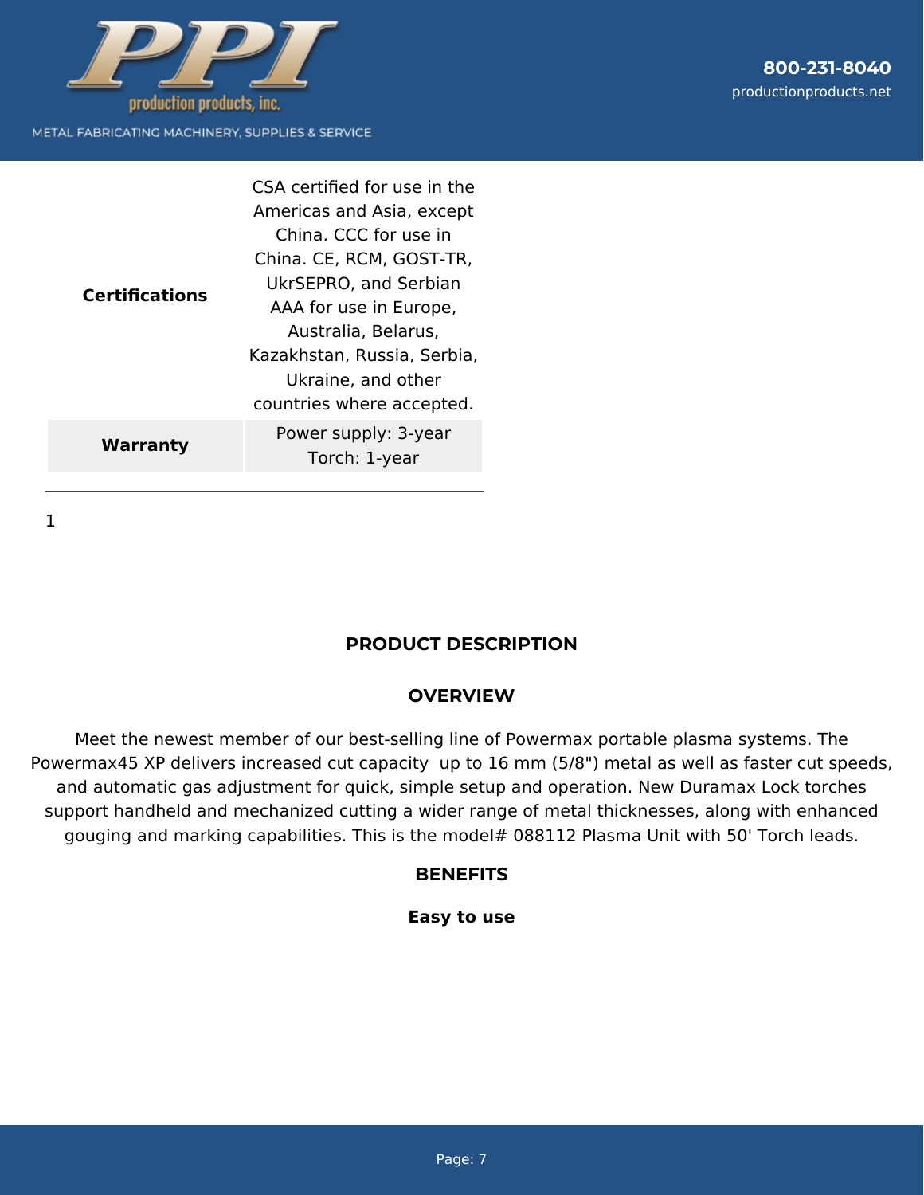| | |
|---|---|
| **Certifications** | CSA certified for use in the Americas and Asia, except China. CCC for use in China. CE, RCM, GOST-TR, UkrSEPRO, and Serbian AAA for use in Europe, Australia, Belarus, Kazakhstan, Russia, Serbia, Ukraine, and other countries where accepted. |
| **Warranty** | Power supply: 3-year<br>Torch: 1-year |

1

## PRODUCT DESCRIPTION

### OVERVIEW

Meet the newest member of our best-selling line of Powermax portable plasma systems. The Powermax45 XP delivers increased cut capacity  up to 16 mm (5/8") metal as well as faster cut speeds, and automatic gas adjustment for quick, simple setup and operation. New Duramax Lock torches support handheld and mechanized cutting a wider range of metal thicknesses, along with enhanced gouging and marking capabilities. This is the model# 088112 Plasma Unit with 50' Torch leads.

### BENEFITS

**Easy to use**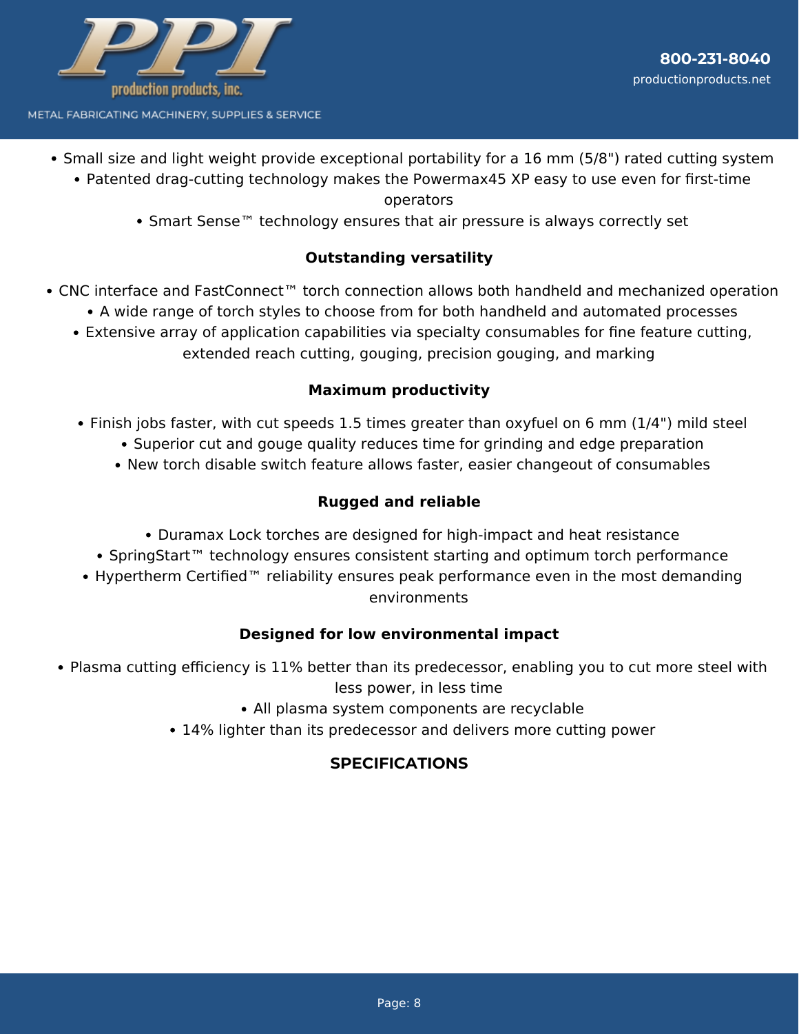- Small size and light weight provide exceptional portability for a 16 mm (5/8") rated cutting system
- Patented drag-cutting technology makes the Powermax45 XP easy to use even for first-time operators
- Smart Sense™ technology ensures that air pressure is always correctly set

### Outstanding versatility

- CNC interface and FastConnect™ torch connection allows both handheld and mechanized operation
- A wide range of torch styles to choose from for both handheld and automated processes
- Extensive array of application capabilities via specialty consumables for fine feature cutting, extended reach cutting, gouging, precision gouging, and marking

### Maximum productivity

- Finish jobs faster, with cut speeds 1.5 times greater than oxyfuel on 6 mm (1/4") mild steel
- Superior cut and gouge quality reduces time for grinding and edge preparation
- New torch disable switch feature allows faster, easier changeout of consumables

### Rugged and reliable

- Duramax Lock torches are designed for high-impact and heat resistance
- SpringStart™ technology ensures consistent starting and optimum torch performance
- Hypertherm Certified™ reliability ensures peak performance even in the most demanding environments

### Designed for low environmental impact

- Plasma cutting efficiency is 11% better than its predecessor, enabling you to cut more steel with less power, in less time
- All plasma system components are recyclable
- 14% lighter than its predecessor and delivers more cutting power

## SPECIFICATIONS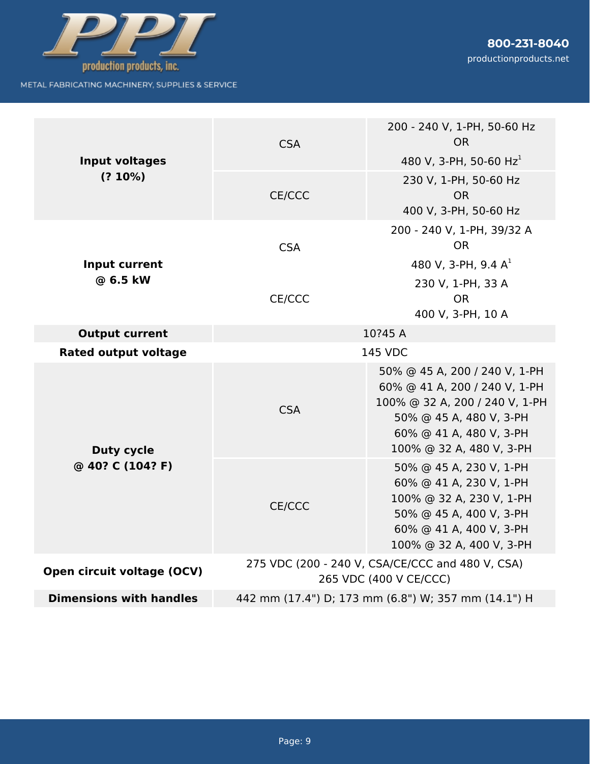| | | |
|---|---|---|
| **Input voltages (? 10%)** | CSA | 200 - 240 V, 1-PH, 50-60 Hz<br>OR<br>480 V, 3-PH, 50-60 Hz[1] |
| | CE/CCC | 230 V, 1-PH, 50-60 Hz<br>OR<br>400 V, 3-PH, 50-60 Hz |
| **Input current @ 6.5 kW** | CSA | 200 - 240 V, 1-PH, 39/32 A<br>OR<br>480 V, 3-PH, 9.4 A[1] |
| | CE/CCC | 230 V, 1-PH, 33 A<br>OR<br>400 V, 3-PH, 10 A |
| **Output current** | 10?45 A | |
| **Rated output voltage** | 145 VDC | |
| **Duty cycle @ 40? C (104? F)** | CSA | 50% @ 45 A, 200 / 240 V, 1-PH<br>60% @ 41 A, 200 / 240 V, 1-PH<br>100% @ 32 A, 200 / 240 V, 1-PH<br>50% @ 45 A, 480 V, 3-PH<br>60% @ 41 A, 480 V, 3-PH<br>100% @ 32 A, 480 V, 3-PH |
| | CE/CCC | 50% @ 45 A, 230 V, 1-PH<br>60% @ 41 A, 230 V, 1-PH<br>100% @ 32 A, 230 V, 1-PH<br>50% @ 45 A, 400 V, 3-PH<br>60% @ 41 A, 400 V, 3-PH<br>100% @ 32 A, 400 V, 3-PH |
| **Open circuit voltage (OCV)** | 275 VDC (200 - 240 V, CSA/CE/CCC and 480 V, CSA)<br>265 VDC (400 V CE/CCC) | |
| **Dimensions with handles** | 442 mm (17.4") D; 173 mm (6.8") W; 357 mm (14.1") H | |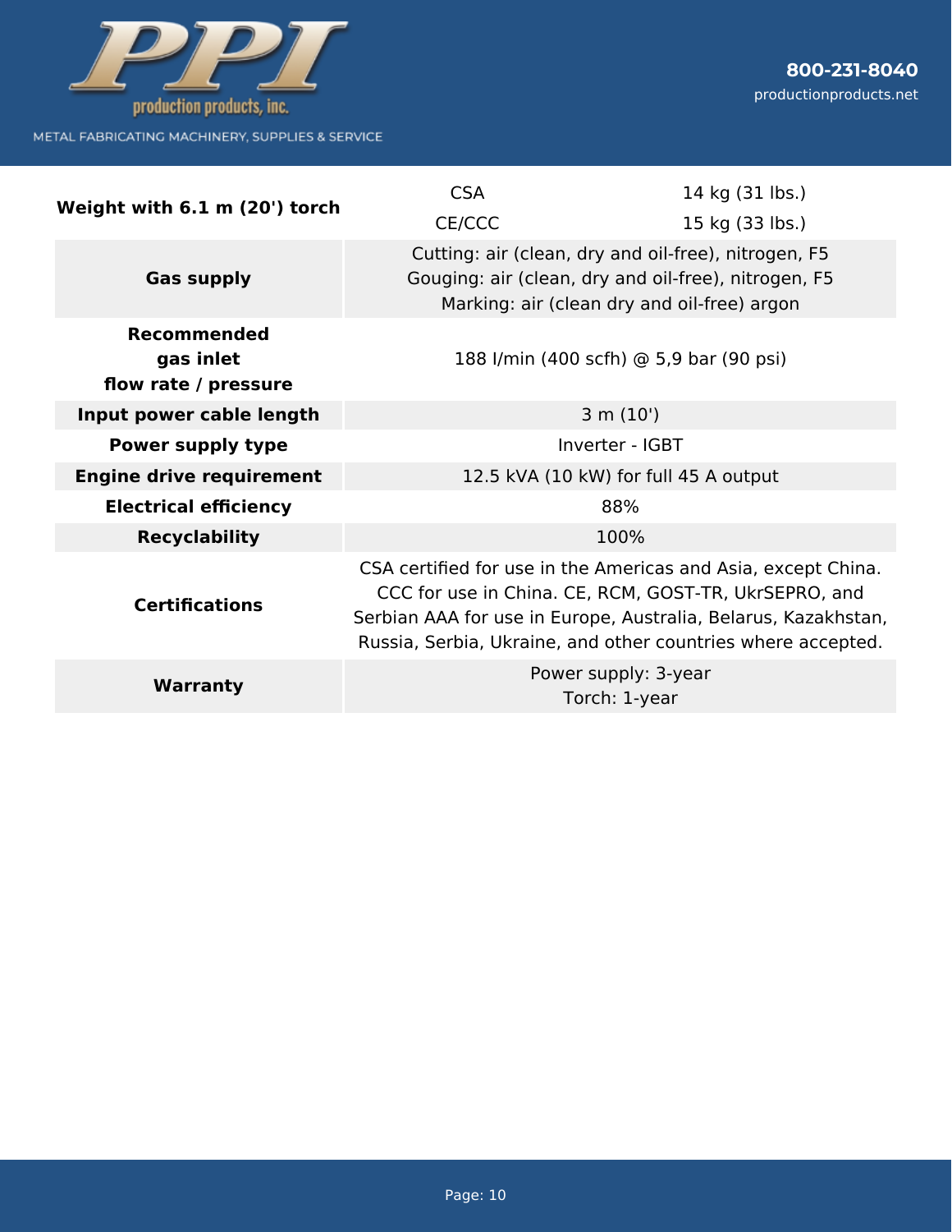| | | |
|---|---|---|
| **Weight with 6.1 m (20') torch** | CSA | 14 kg (31 lbs.) |
| | CE/CCC | 15 kg (33 lbs.) |
| **Gas supply** | Cutting: air (clean, dry and oil-free), nitrogen, F5<br>Gouging: air (clean, dry and oil-free), nitrogen, F5<br>Marking: air (clean dry and oil-free) argon | |
| **Recommended gas inlet flow rate / pressure** | 188 l/min (400 scfh) @ 5,9 bar (90 psi) | |
| **Input power cable length** | 3 m (10') | |
| **Power supply type** | Inverter - IGBT | |
| **Engine drive requirement** | 12.5 kVA (10 kW) for full 45 A output | |
| **Electrical efficiency** | 88% | |
| **Recyclability** | 100% | |
| **Certifications** | CSA certified for use in the Americas and Asia, except China. CCC for use in China. CE, RCM, GOST-TR, UkrSEPRO, and Serbian AAA for use in Europe, Australia, Belarus, Kazakhstan, Russia, Serbia, Ukraine, and other countries where accepted. | |
| **Warranty** | Power supply: 3-year<br>Torch: 1-year | |